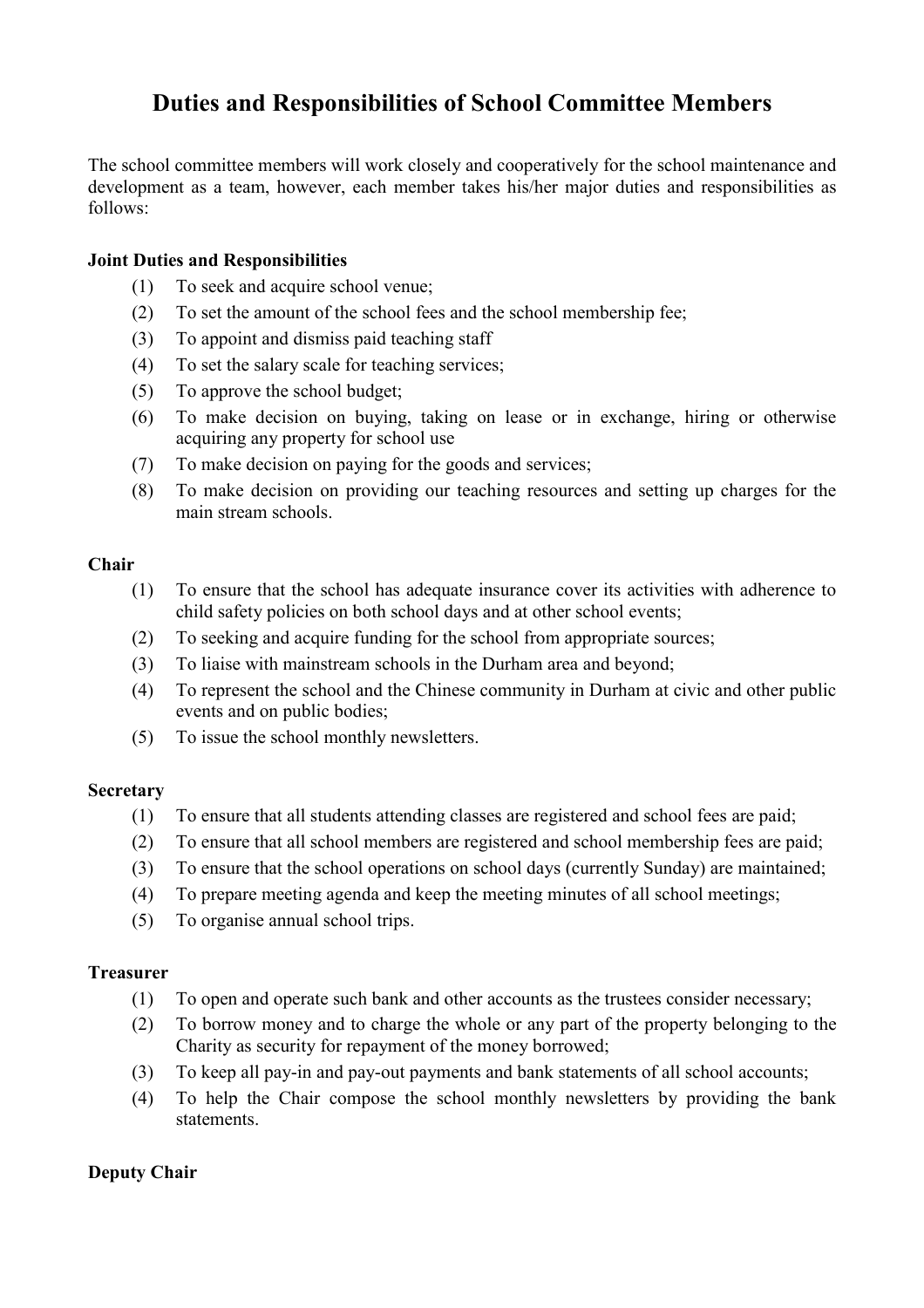# Duties and Responsibilities of School Committee Members

The school committee members will work closely and cooperatively for the school maintenance and development as a team, however, each member takes his/her major duties and responsibilities as follows:

**Joint Duties and Responsibilities**

(1) To seek and acquire school venue;

(2) To set the amount of the school fees and the school membership fee;

(3) To appoint and dismiss paid teaching staff

(4) To set the salary scale for teaching services;

(5) To approve the school budget;

(6) To make decision on buying, taking on lease or in exchange, hiring or otherwise acquiring any property for school use

(7) To make decision on paying for the goods and services;

(8) To make decision on providing our teaching resources and setting up charges for the main stream schools.

**Chair**

(1) To ensure that the school has adequate insurance cover its activities with adherence to child safety policies on both school days and at other school events;

(2) To seeking and acquire funding for the school from appropriate sources;

(3) To liaise with mainstream schools in the Durham area and beyond;

(4) To represent the school and the Chinese community in Durham at civic and other public events and on public bodies;

(5) To issue the school monthly newsletters.

**Secretary**

(1) To ensure that all students attending classes are registered and school fees are paid;

(2) To ensure that all school members are registered and school membership fees are paid;

(3) To ensure that the school operations on school days (currently Sunday) are maintained;

(4) To prepare meeting agenda and keep the meeting minutes of all school meetings;

(5) To organise annual school trips.

**Treasurer**

(1) To open and operate such bank and other accounts as the trustees consider necessary;

(2) To borrow money and to charge the whole or any part of the property belonging to the Charity as security for repayment of the money borrowed;

(3) To keep all pay-in and pay-out payments and bank statements of all school accounts;

(4) To help the Chair compose the school monthly newsletters by providing the bank statements.

**Deputy Chair**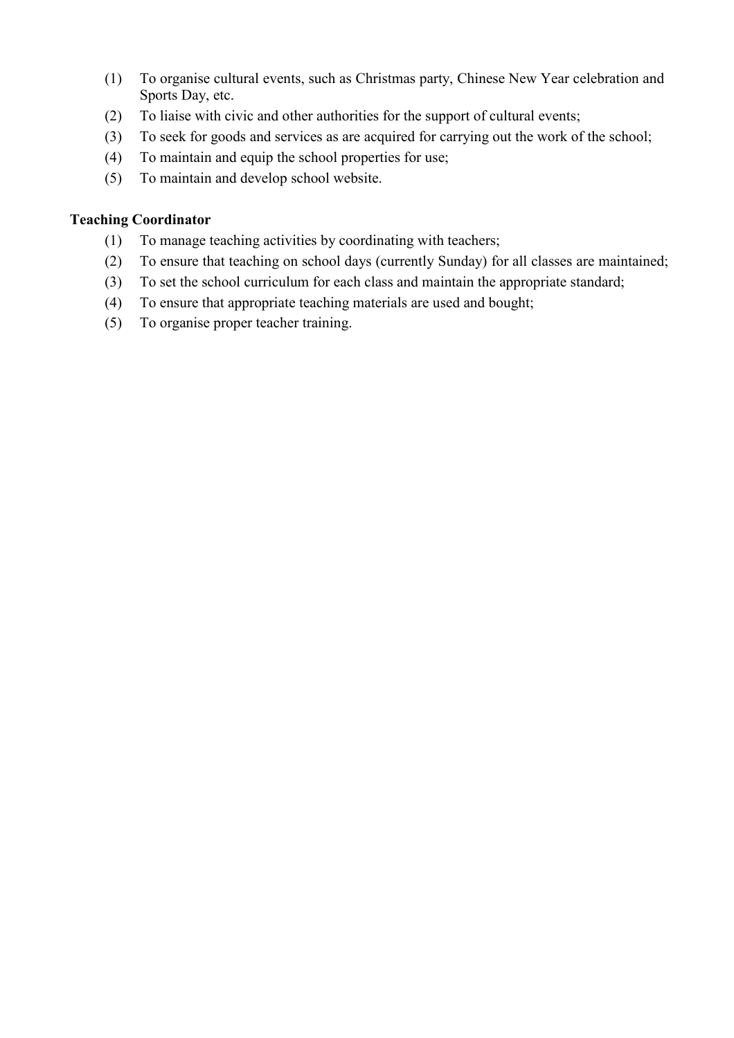(1) To organise cultural events, such as Christmas party, Chinese New Year celebration and Sports Day, etc.
(2) To liaise with civic and other authorities for the support of cultural events;
(3) To seek for goods and services as are acquired for carrying out the work of the school;
(4) To maintain and equip the school properties for use;
(5) To maintain and develop school website.

**Teaching Coordinator**

(1) To manage teaching activities by coordinating with teachers;
(2) To ensure that teaching on school days (currently Sunday) for all classes are maintained;
(3) To set the school curriculum for each class and maintain the appropriate standard;
(4) To ensure that appropriate teaching materials are used and bought;
(5) To organise proper teacher training.